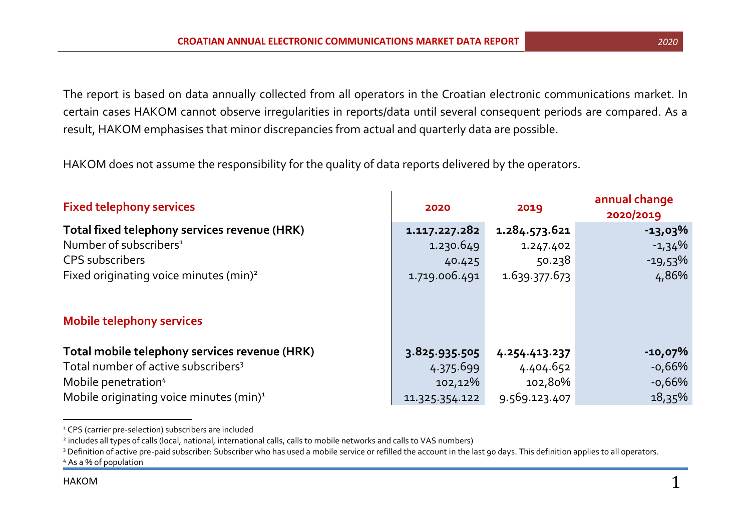The report is based on data annually collected from all operators in the Croatian electronic communications market. In certain cases HAKOM cannot observe irregularities in reports/data until several consequent periods are compared. As a result, HAKOM emphasises that minor discrepancies from actual and quarterly data are possible.

HAKOM does not assume the responsibility for the quality of data reports delivered by the operators.

| **Fixed telephony services** | **2020** | **2019** | **annual change 2020/2019** |
|---|---|---|---|
| **Total fixed telephony services revenue (HRK)** | **1.117.227.282** | **1.284.573.621** | **-13,03%** |
| Number of subscribers[1] | 1.230.649 | 1.247.402 | -1,34% |
| CPS subscribers | 40.425 | 50.238 | -19,53% |
| Fixed originating voice minutes (min)[2] | 1.719.006.491 | 1.639.377.673 | 4,86% |
| **Mobile telephony services** | | | |
| **Total mobile telephony services revenue (HRK)** | **3.825.935.505** | **4.254.413.237** | **-10,07%** |
| Total number of active subscribers[3] | 4.375.699 | 4.404.652 | -0,66% |
| Mobile penetration[4] | 102,12% | 102,80% | -0,66% |
| Mobile originating voice minutes (min)[1] | 11.325.354.122 | 9.569.123.407 | 18,35% |

[1] CPS (carrier pre-selection) subscribers are included

[2] includes all types of calls (local, national, international calls, calls to mobile networks and calls to VAS numbers)

[3] Definition of active pre-paid subscriber: Subscriber who has used a mobile service or refilled the account in the last 90 days. This definition applies to all operators.

[4] As a % of population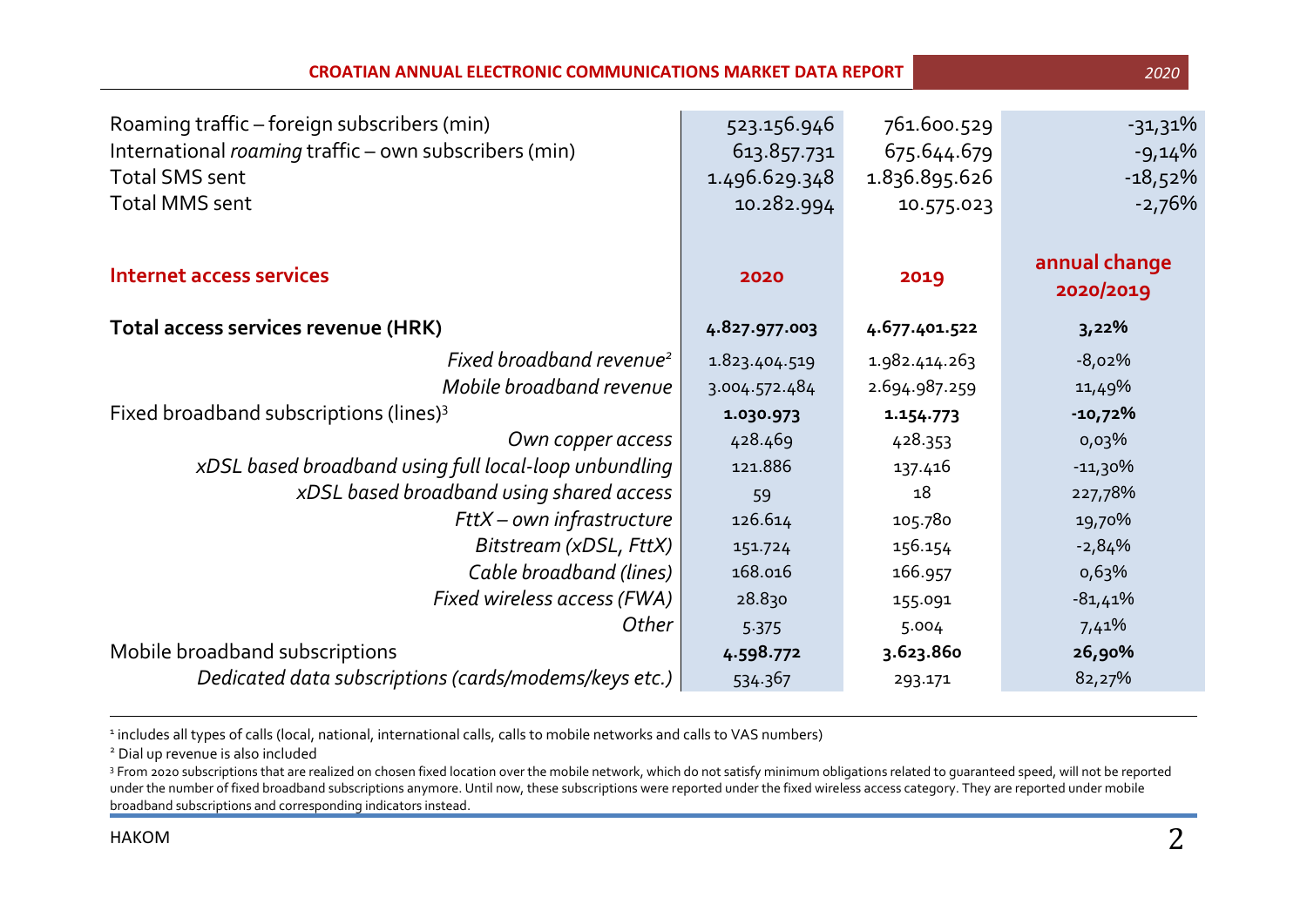| | | | |
|---|---|---|---|
| Roaming traffic – foreign subscribers (min) | 523.156.946 | 761.600.529 | -31,31% |
| International *roaming* traffic – own subscribers (min) | 613.857.731 | 675.644.679 | -9,14% |
| Total SMS sent | 1.496.629.348 | 1.836.895.626 | -18,52% |
| Total MMS sent | 10.282.994 | 10.575.023 | -2,76% |

| **Internet access services** | **2020** | **2019** | **annual change 2020/2019** |
|---|---|---|---|
| **Total access services revenue (HRK)** | **4.827.977.003** | **4.677.401.522** | **3,22%** |
| *Fixed broadband revenue*[2] | 1.823.404.519 | 1.982.414.263 | -8,02% |
| *Mobile broadband revenue* | 3.004.572.484 | 2.694.987.259 | 11,49% |
| Fixed broadband subscriptions (lines)[3] | **1.030.973** | **1.154.773** | **-10,72%** |
| *Own copper access* | 428.469 | 428.353 | 0,03% |
| *xDSL based broadband using full local-loop unbundling* | 121.886 | 137.416 | -11,30% |
| *xDSL based broadband using shared access* | 59 | 18 | 227,78% |
| *FttX – own infrastructure* | 126.614 | 105.780 | 19,70% |
| *Bitstream (xDSL, FttX)* | 151.724 | 156.154 | -2,84% |
| *Cable broadband (lines)* | 168.016 | 166.957 | 0,63% |
| *Fixed wireless access (FWA)* | 28.830 | 155.091 | -81,41% |
| *Other* | 5.375 | 5.004 | 7,41% |
| Mobile broadband subscriptions | **4.598.772** | **3.623.860** | **26,90%** |
| *Dedicated data subscriptions (cards/modems/keys etc.)* | 534.367 | 293.171 | 82,27% |

[1] includes all types of calls (local, national, international calls, calls to mobile networks and calls to VAS numbers)

[2] Dial up revenue is also included

[3] From 2020 subscriptions that are realized on chosen fixed location over the mobile network, which do not satisfy minimum obligations related to guaranteed speed, will not be reported under the number of fixed broadband subscriptions anymore. Until now, these subscriptions were reported under the fixed wireless access category. They are reported under mobile broadband subscriptions and corresponding indicators instead.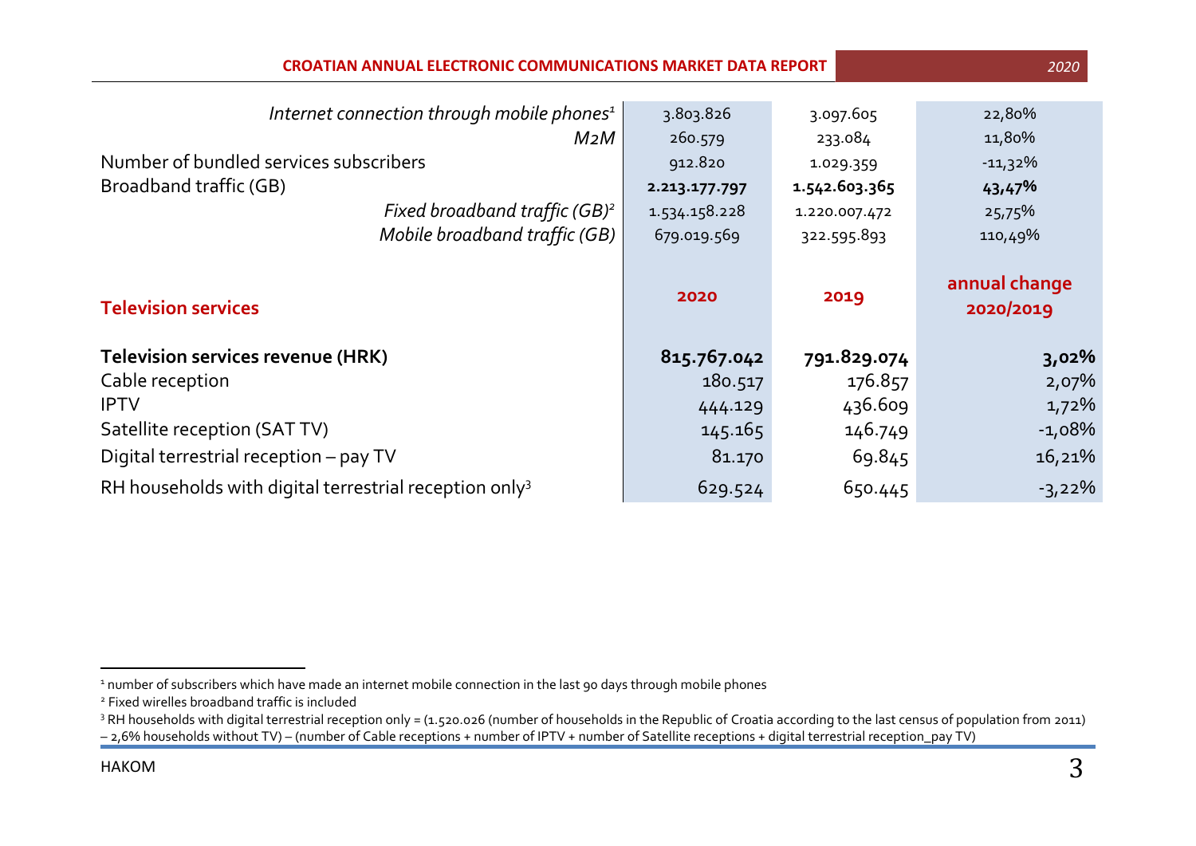| | | | |
|---|---|---|---|
| *Internet connection through mobile phones*[1] | 3.803.826 | 3.097.605 | 22,80% |
| *M2M* | 260.579 | 233.084 | 11,80% |
| Number of bundled services subscribers | 912.820 | 1.029.359 | -11,32% |
| Broadband traffic (GB) | **2.213.177.797** | **1.542.603.365** | **43,47%** |
| *Fixed broadband traffic (GB)*[2] | 1.534.158.228 | 1.220.007.472 | 25,75% |
| *Mobile broadband traffic (GB)* | 679.019.569 | 322.595.893 | 110,49% |
| **Television services** | **2020** | **2019** | **annual change 2020/2019** |
| **Television services revenue (HRK)** | **815.767.042** | **791.829.074** | **3,02%** |
| Cable reception | 180.517 | 176.857 | 2,07% |
| IPTV | 444.129 | 436.609 | 1,72% |
| Satellite reception (SAT TV) | 145.165 | 146.749 | -1,08% |
| Digital terrestrial reception – pay TV | 81.170 | 69.845 | 16,21% |
| RH households with digital terrestrial reception only[3] | 629.524 | 650.445 | -3,22% |

[1] number of subscribers which have made an internet mobile connection in the last 90 days through mobile phones

[2] Fixed wirelles broadband traffic is included

[3] RH households with digital terrestrial reception only = (1.520.026 (number of households in the Republic of Croatia according to the last census of population from 2011) – 2,6% households without TV) – (number of Cable receptions + number of IPTV + number of Satellite receptions + digital terrestrial reception_pay TV)